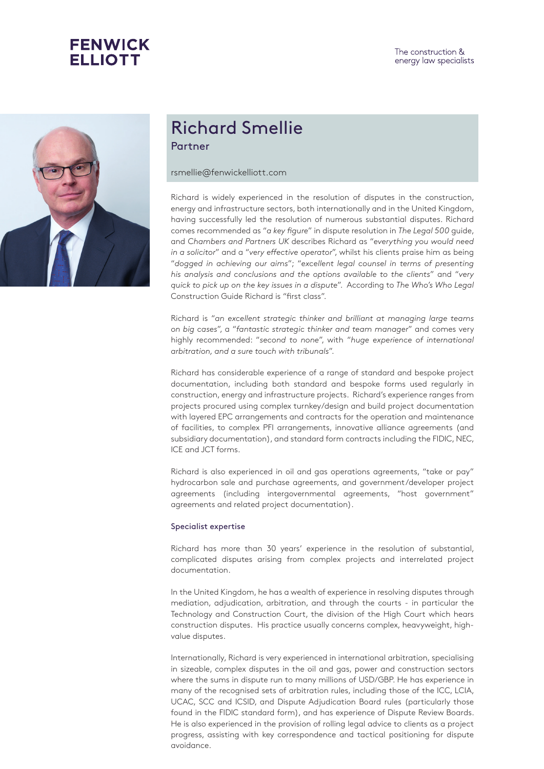**FENWICK ELLIOTT**

The construction & energy law specialists

# Richard Smellie

## Partner

rsmellie@fenwickelliott.com

Richard is widely experienced in the resolution of disputes in the construction, energy and infrastructure sectors, both internationally and in the United Kingdom, having successfully led the resolution of numerous substantial disputes. Richard comes recommended as "*a key figure*" in dispute resolution in *The Legal 500* guide, and *Chambers and Partners UK* describes Richard as "*everything you would need in a solicitor*" and a "*very effective operator*", whilst his clients praise him as being "*dogged in achieving our aims*"; "*excellent legal counsel in terms of presenting his analysis and conclusions and the options available to the clients*" and "*very quick to pick up on the key issues in a dispute*". According to *The Who's Who Legal* Construction Guide Richard is "first class".

Richard is "*an excellent strategic thinker and brilliant at managing large teams on big cases*", a "*fantastic strategic thinker and team manager*" and comes very highly recommended: "*second to none*", with "*huge experience of international arbitration, and a sure touch with tribunals*".

Richard has considerable experience of a range of standard and bespoke project documentation, including both standard and bespoke forms used regularly in construction, energy and infrastructure projects. Richard's experience ranges from projects procured using complex turnkey/design and build project documentation with layered EPC arrangements and contracts for the operation and maintenance of facilities, to complex PFI arrangements, innovative alliance agreements (and subsidiary documentation), and standard form contracts including the FIDIC, NEC, ICE and JCT forms.

Richard is also experienced in oil and gas operations agreements, "take or pay" hydrocarbon sale and purchase agreements, and government/developer project agreements (including intergovernmental agreements, "host government" agreements and related project documentation).

### Specialist expertise

Richard has more than 30 years' experience in the resolution of substantial, complicated disputes arising from complex projects and interrelated project documentation.

In the United Kingdom, he has a wealth of experience in resolving disputes through mediation, adjudication, arbitration, and through the courts - in particular the Technology and Construction Court, the division of the High Court which hears construction disputes. His practice usually concerns complex, heavyweight, high-value disputes.

Internationally, Richard is very experienced in international arbitration, specialising in sizeable, complex disputes in the oil and gas, power and construction sectors where the sums in dispute run to many millions of USD/GBP. He has experience in many of the recognised sets of arbitration rules, including those of the ICC, LCIA, UCAC, SCC and ICSID, and Dispute Adjudication Board rules (particularly those found in the FIDIC standard form), and has experience of Dispute Review Boards. He is also experienced in the provision of rolling legal advice to clients as a project progress, assisting with key correspondence and tactical positioning for dispute avoidance.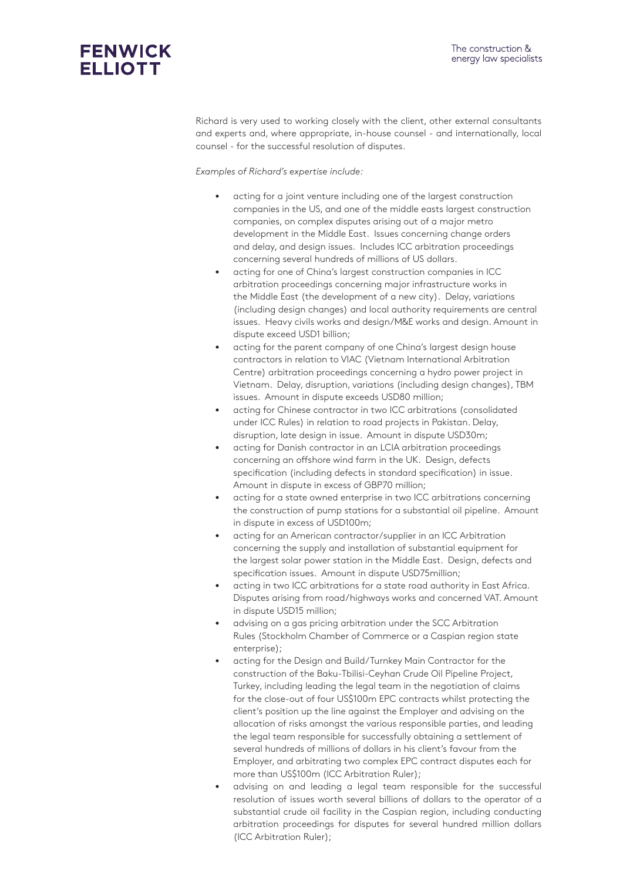Richard is very used to working closely with the client, other external consultants and experts and, where appropriate, in-house counsel - and internationally, local counsel - for the successful resolution of disputes.

*Examples of Richard's expertise include:*

- acting for a joint venture including one of the largest construction companies in the US, and one of the middle easts largest construction companies, on complex disputes arising out of a major metro development in the Middle East. Issues concerning change orders and delay, and design issues. Includes ICC arbitration proceedings concerning several hundreds of millions of US dollars.
- acting for one of China's largest construction companies in ICC arbitration proceedings concerning major infrastructure works in the Middle East (the development of a new city). Delay, variations (including design changes) and local authority requirements are central issues. Heavy civils works and design/M&E works and design. Amount in dispute exceed USD1 billion;
- acting for the parent company of one China's largest design house contractors in relation to VIAC (Vietnam International Arbitration Centre) arbitration proceedings concerning a hydro power project in Vietnam. Delay, disruption, variations (including design changes), TBM issues. Amount in dispute exceeds USD80 million;
- acting for Chinese contractor in two ICC arbitrations (consolidated under ICC Rules) in relation to road projects in Pakistan. Delay, disruption, late design in issue. Amount in dispute USD30m;
- acting for Danish contractor in an LCIA arbitration proceedings concerning an offshore wind farm in the UK. Design, defects specification (including defects in standard specification) in issue. Amount in dispute in excess of GBP70 million;
- acting for a state owned enterprise in two ICC arbitrations concerning the construction of pump stations for a substantial oil pipeline. Amount in dispute in excess of USD100m;
- acting for an American contractor/supplier in an ICC Arbitration concerning the supply and installation of substantial equipment for the largest solar power station in the Middle East. Design, defects and specification issues. Amount in dispute USD75million;
- acting in two ICC arbitrations for a state road authority in East Africa. Disputes arising from road/highways works and concerned VAT. Amount in dispute USD15 million;
- advising on a gas pricing arbitration under the SCC Arbitration Rules (Stockholm Chamber of Commerce or a Caspian region state enterprise);
- acting for the Design and Build/Turnkey Main Contractor for the construction of the Baku-Tbilisi-Ceyhan Crude Oil Pipeline Project, Turkey, including leading the legal team in the negotiation of claims for the close-out of four US$100m EPC contracts whilst protecting the client's position up the line against the Employer and advising on the allocation of risks amongst the various responsible parties, and leading the legal team responsible for successfully obtaining a settlement of several hundreds of millions of dollars in his client's favour from the Employer, and arbitrating two complex EPC contract disputes each for more than US$100m (ICC Arbitration Ruler);
- advising on and leading a legal team responsible for the successful resolution of issues worth several billions of dollars to the operator of a substantial crude oil facility in the Caspian region, including conducting arbitration proceedings for disputes for several hundred million dollars (ICC Arbitration Ruler);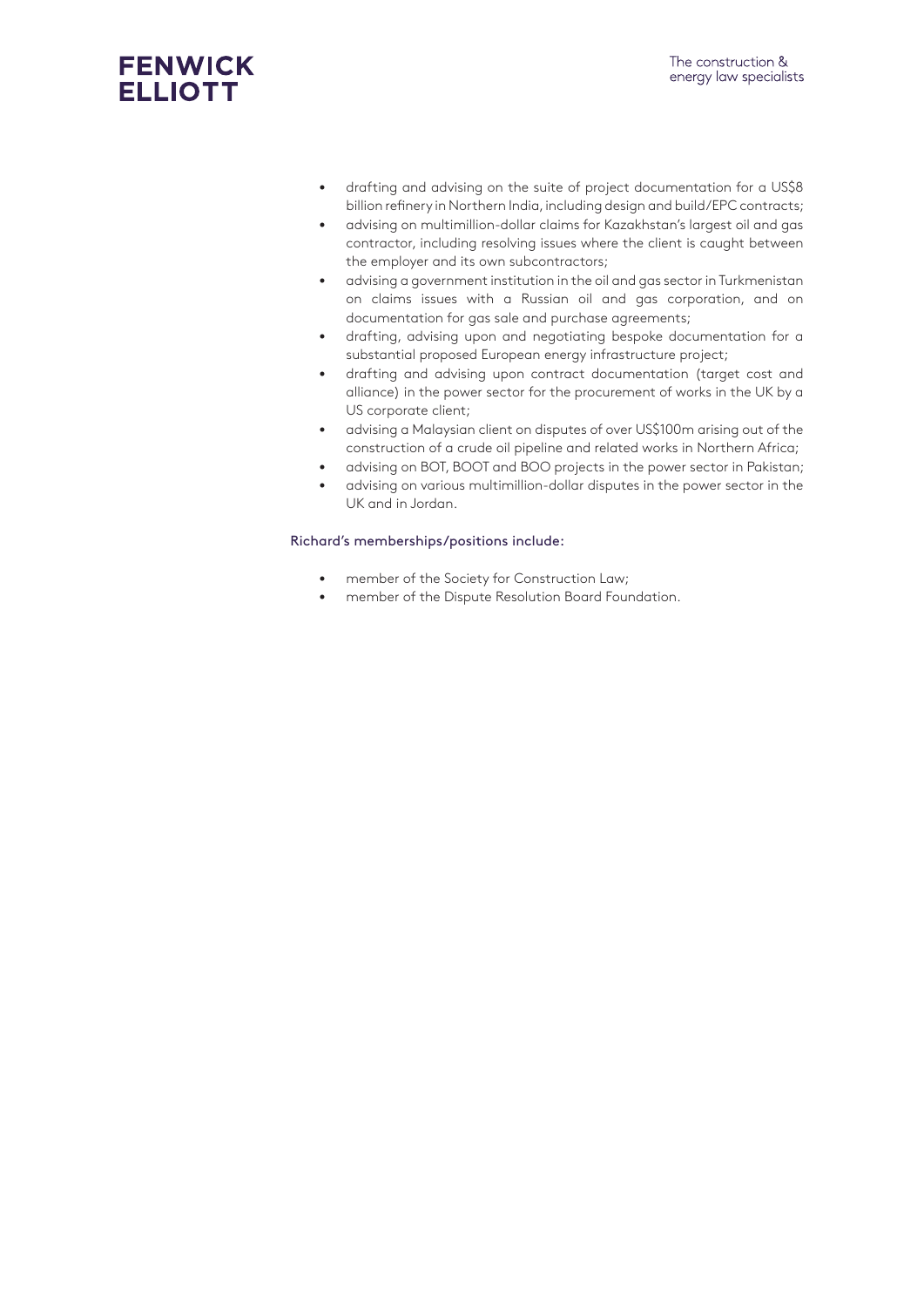- drafting and advising on the suite of project documentation for a US$8 billion refinery in Northern India, including design and build/EPC contracts;
- advising on multimillion-dollar claims for Kazakhstan's largest oil and gas contractor, including resolving issues where the client is caught between the employer and its own subcontractors;
- advising a government institution in the oil and gas sector in Turkmenistan on claims issues with a Russian oil and gas corporation, and on documentation for gas sale and purchase agreements;
- drafting, advising upon and negotiating bespoke documentation for a substantial proposed European energy infrastructure project;
- drafting and advising upon contract documentation (target cost and alliance) in the power sector for the procurement of works in the UK by a US corporate client;
- advising a Malaysian client on disputes of over US$100m arising out of the construction of a crude oil pipeline and related works in Northern Africa;
- advising on BOT, BOOT and BOO projects in the power sector in Pakistan;
- advising on various multimillion-dollar disputes in the power sector in the UK and in Jordan.

Richard's memberships/positions include:

- member of the Society for Construction Law;
- member of the Dispute Resolution Board Foundation.